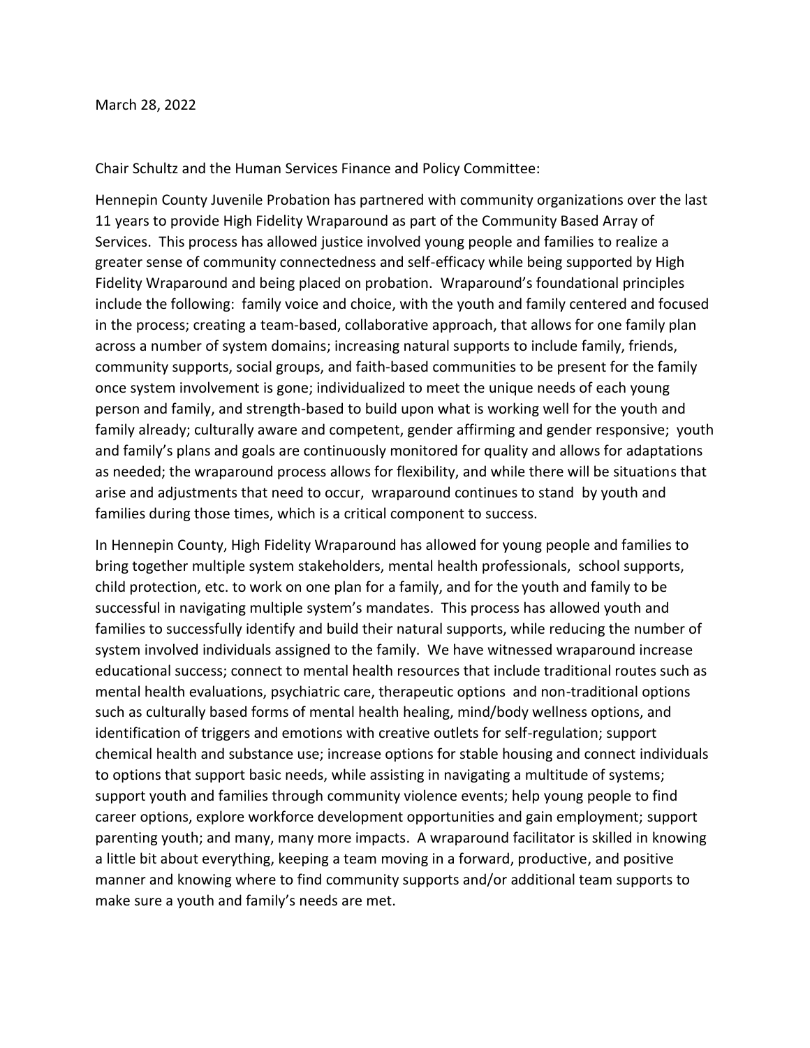March 28, 2022

Chair Schultz and the Human Services Finance and Policy Committee:

Hennepin County Juvenile Probation has partnered with community organizations over the last 11 years to provide High Fidelity Wraparound as part of the Community Based Array of Services. This process has allowed justice involved young people and families to realize a greater sense of community connectedness and self-efficacy while being supported by High Fidelity Wraparound and being placed on probation. Wraparound's foundational principles include the following: family voice and choice, with the youth and family centered and focused in the process; creating a team-based, collaborative approach, that allows for one family plan across a number of system domains; increasing natural supports to include family, friends, community supports, social groups, and faith-based communities to be present for the family once system involvement is gone; individualized to meet the unique needs of each young person and family, and strength-based to build upon what is working well for the youth and family already; culturally aware and competent, gender affirming and gender responsive; youth and family's plans and goals are continuously monitored for quality and allows for adaptations as needed; the wraparound process allows for flexibility, and while there will be situations that arise and adjustments that need to occur, wraparound continues to stand by youth and families during those times, which is a critical component to success.

In Hennepin County, High Fidelity Wraparound has allowed for young people and families to bring together multiple system stakeholders, mental health professionals, school supports, child protection, etc. to work on one plan for a family, and for the youth and family to be successful in navigating multiple system's mandates. This process has allowed youth and families to successfully identify and build their natural supports, while reducing the number of system involved individuals assigned to the family. We have witnessed wraparound increase educational success; connect to mental health resources that include traditional routes such as mental health evaluations, psychiatric care, therapeutic options and non-traditional options such as culturally based forms of mental health healing, mind/body wellness options, and identification of triggers and emotions with creative outlets for self-regulation; support chemical health and substance use; increase options for stable housing and connect individuals to options that support basic needs, while assisting in navigating a multitude of systems; support youth and families through community violence events; help young people to find career options, explore workforce development opportunities and gain employment; support parenting youth; and many, many more impacts. A wraparound facilitator is skilled in knowing a little bit about everything, keeping a team moving in a forward, productive, and positive manner and knowing where to find community supports and/or additional team supports to make sure a youth and family's needs are met.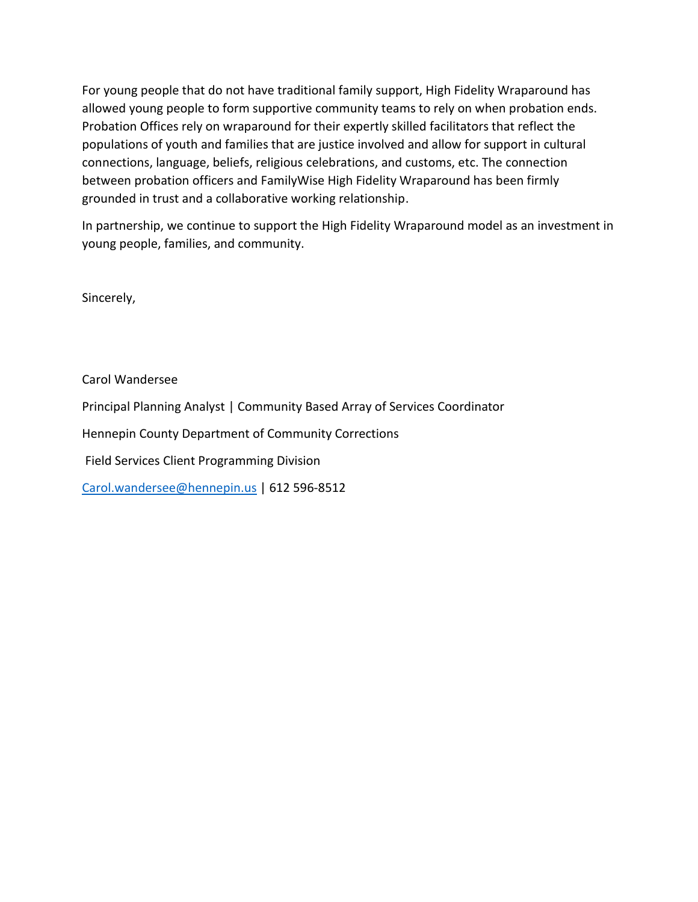For young people that do not have traditional family support, High Fidelity Wraparound has allowed young people to form supportive community teams to rely on when probation ends. Probation Offices rely on wraparound for their expertly skilled facilitators that reflect the populations of youth and families that are justice involved and allow for support in cultural connections, language, beliefs, religious celebrations, and customs, etc. The connection between probation officers and FamilyWise High Fidelity Wraparound has been firmly grounded in trust and a collaborative working relationship.

In partnership, we continue to support the High Fidelity Wraparound model as an investment in young people, families, and community.

Sincerely,

Carol Wandersee

Principal Planning Analyst | Community Based Array of Services Coordinator

Hennepin County Department of Community Corrections

Field Services Client Programming Division

[Carol.wandersee@hennepin.us](mailto:Carol.wandersee@hennepin.us) | 612 596-8512